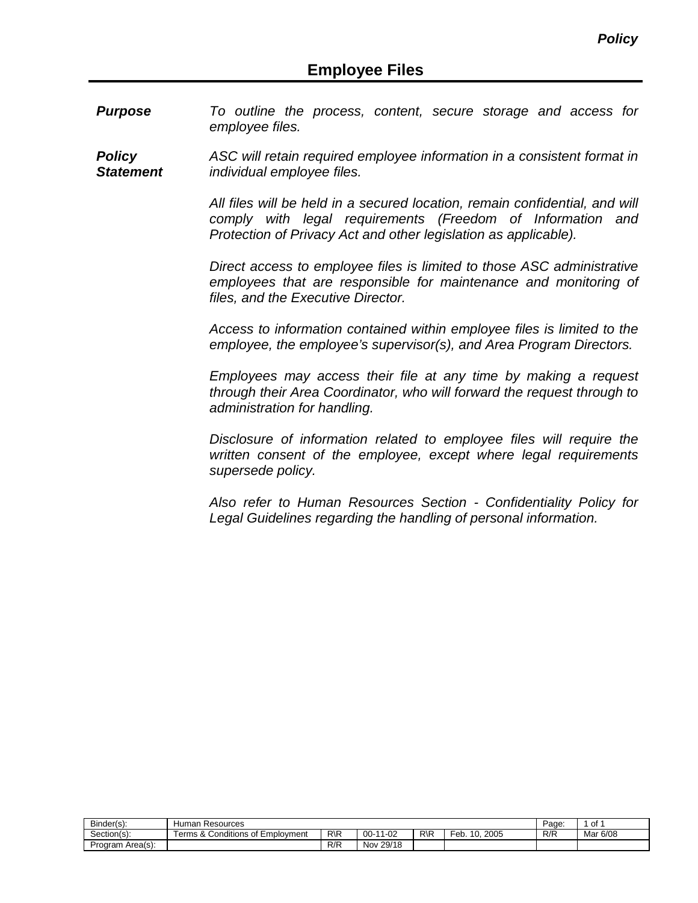*Policy*

# Employee Files

***Purpose*** *To outline the process, content, secure storage and access for employee files.*

***Policy Statement*** *ASC will retain required employee information in a consistent format in individual employee files.*

*All files will be held in a secured location, remain confidential, and will comply with legal requirements (Freedom of Information and Protection of Privacy Act and other legislation as applicable).*

*Direct access to employee files is limited to those ASC administrative employees that are responsible for maintenance and monitoring of files, and the Executive Director.*

*Access to information contained within employee files is limited to the employee, the employee's supervisor(s), and Area Program Directors.*

*Employees may access their file at any time by making a request through their Area Coordinator, who will forward the request through to administration for handling.*

*Disclosure of information related to employee files will require the written consent of the employee, except where legal requirements supersede policy.*

*Also refer to Human Resources Section - Confidentiality Policy for Legal Guidelines regarding the handling of personal information.*

| Binder(s): | Human Resources | | | | | Page: | 1 of 1 |
|---|---|---|---|---|---|---|---|
| Section(s): | Terms & Conditions of Employment | R\R | 00-11-02 | R\R | Feb. 10, 2005 | R/R | Mar 6/08 |
| Program Area(s): | | R/R | Nov 29/18 | | | | |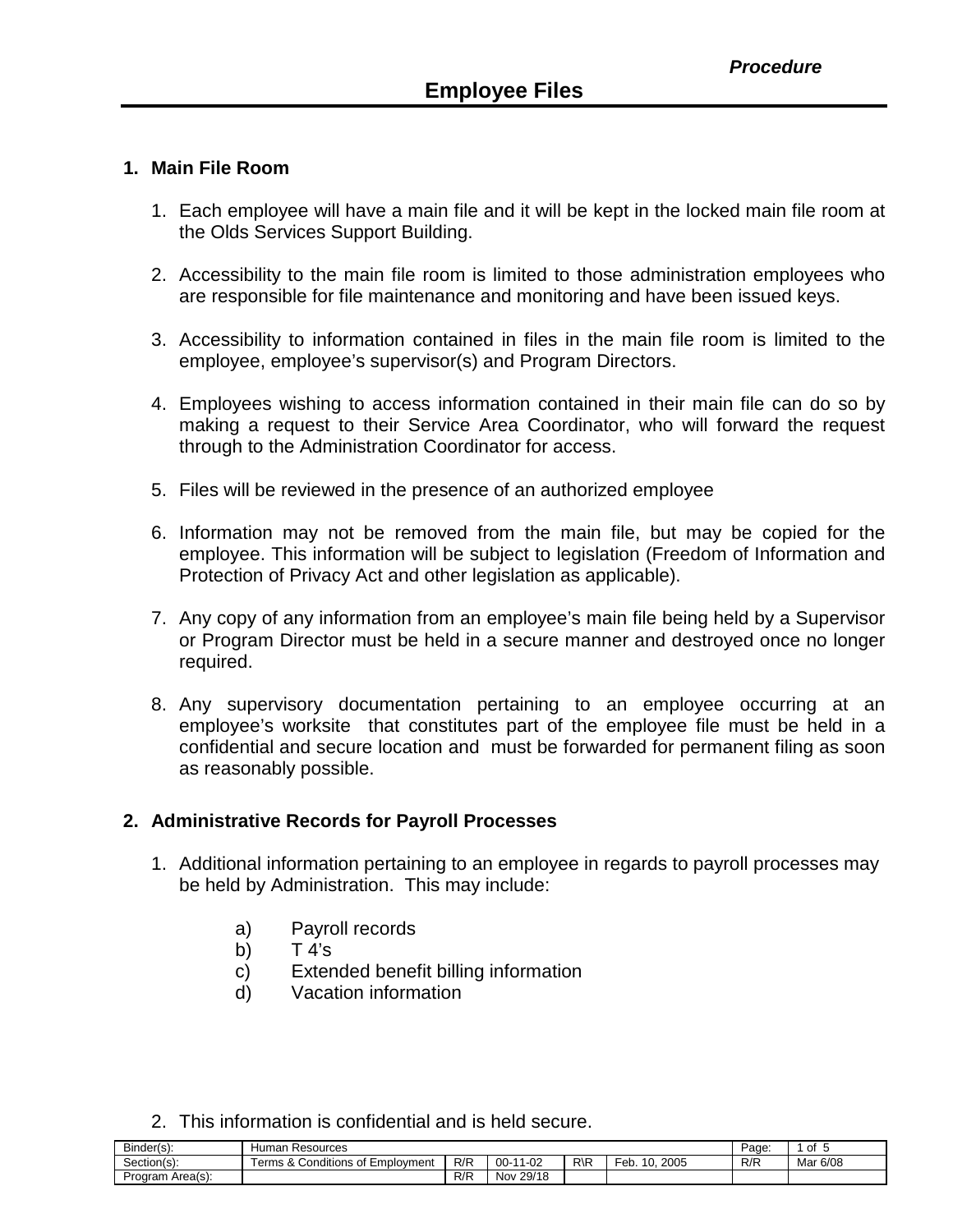*Procedure*

# Employee Files

## 1. Main File Room

1. Each employee will have a main file and it will be kept in the locked main file room at the Olds Services Support Building.

2. Accessibility to the main file room is limited to those administration employees who are responsible for file maintenance and monitoring and have been issued keys.

3. Accessibility to information contained in files in the main file room is limited to the employee, employee's supervisor(s) and Program Directors.

4. Employees wishing to access information contained in their main file can do so by making a request to their Service Area Coordinator, who will forward the request through to the Administration Coordinator for access.

5. Files will be reviewed in the presence of an authorized employee

6. Information may not be removed from the main file, but may be copied for the employee. This information will be subject to legislation (Freedom of Information and Protection of Privacy Act and other legislation as applicable).

7. Any copy of any information from an employee's main file being held by a Supervisor or Program Director must be held in a secure manner and destroyed once no longer required.

8. Any supervisory documentation pertaining to an employee occurring at an employee's worksite that constitutes part of the employee file must be held in a confidential and secure location and must be forwarded for permanent filing as soon as reasonably possible.

## 2. Administrative Records for Payroll Processes

1. Additional information pertaining to an employee in regards to payroll processes may be held by Administration. This may include:

   a) Payroll records
   b) T 4's
   c) Extended benefit billing information
   d) Vacation information

2. This information is confidential and is held secure.

| Binder(s): | Human Resources | | | | | Page: | 1 of 5 |
|---|---|---|---|---|---|---|---|
| Section(s): | Terms & Conditions of Employment | R/R | 00-11-02 | R\R | Feb. 10, 2005 | R/R | Mar 6/08 |
| Program Area(s): | | R/R | Nov 29/18 | | | | |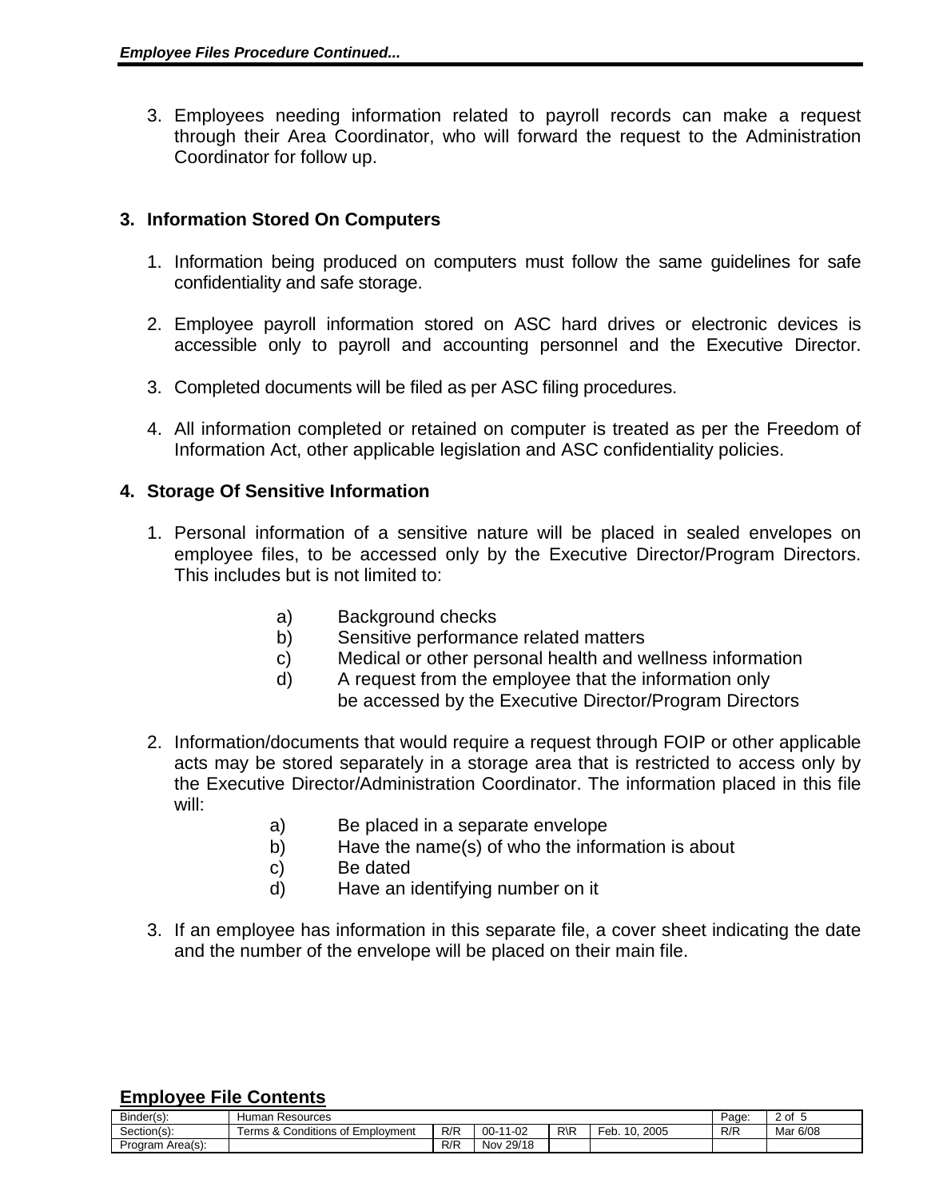3. Employees needing information related to payroll records can make a request through their Area Coordinator, who will forward the request to the Administration Coordinator for follow up.

## 3. Information Stored On Computers

1. Information being produced on computers must follow the same guidelines for safe confidentiality and safe storage.

2. Employee payroll information stored on ASC hard drives or electronic devices is accessible only to payroll and accounting personnel and the Executive Director.

3. Completed documents will be filed as per ASC filing procedures.

4. All information completed or retained on computer is treated as per the Freedom of Information Act, other applicable legislation and ASC confidentiality policies.

## 4. Storage Of Sensitive Information

1. Personal information of a sensitive nature will be placed in sealed envelopes on employee files, to be accessed only by the Executive Director/Program Directors. This includes but is not limited to:

   a) Background checks
   b) Sensitive performance related matters
   c) Medical or other personal health and wellness information
   d) A request from the employee that the information only be accessed by the Executive Director/Program Directors

2. Information/documents that would require a request through FOIP or other applicable acts may be stored separately in a storage area that is restricted to access only by the Executive Director/Administration Coordinator. The information placed in this file will:

   a) Be placed in a separate envelope
   b) Have the name(s) of who the information is about
   c) Be dated
   d) Have an identifying number on it

3. If an employee has information in this separate file, a cover sheet indicating the date and the number of the envelope will be placed on their main file.

**Employee File Contents**

| Binder(s): | Human Resources | | | | | Page: | 2 of 5 |
|---|---|---|---|---|---|---|---|
| Section(s): | Terms & Conditions of Employment | R/R | 00-11-02 | R\R | Feb. 10, 2005 | R/R | Mar 6/08 |
| Program Area(s): | | R/R | Nov 29/18 | | | | |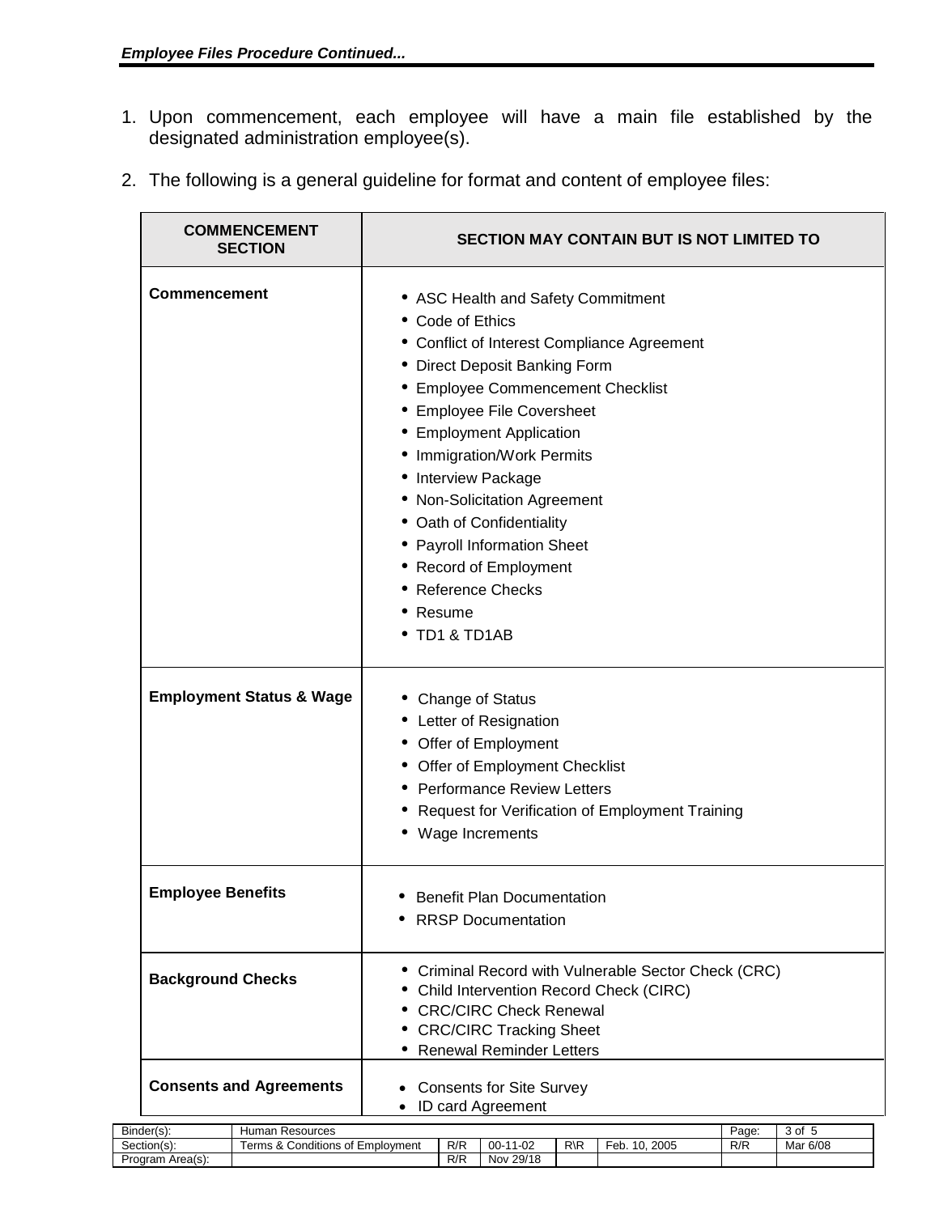1. Upon commencement, each employee will have a main file established by the designated administration employee(s).

2. The following is a general guideline for format and content of employee files:

| COMMENCEMENT SECTION | SECTION MAY CONTAIN BUT IS NOT LIMITED TO |
|---|---|
| **Commencement** | • ASC Health and Safety Commitment<br>• Code of Ethics<br>• Conflict of Interest Compliance Agreement<br>• Direct Deposit Banking Form<br>• Employee Commencement Checklist<br>• Employee File Coversheet<br>• Employment Application<br>• Immigration/Work Permits<br>• Interview Package<br>• Non-Solicitation Agreement<br>• Oath of Confidentiality<br>• Payroll Information Sheet<br>• Record of Employment<br>• Reference Checks<br>• Resume<br>• TD1 & TD1AB |
| **Employment Status & Wage** | • Change of Status<br>• Letter of Resignation<br>• Offer of Employment<br>• Offer of Employment Checklist<br>• Performance Review Letters<br>• Request for Verification of Employment Training<br>• Wage Increments |
| **Employee Benefits** | • Benefit Plan Documentation<br>• RRSP Documentation |
| **Background Checks** | • Criminal Record with Vulnerable Sector Check (CRC)<br>• Child Intervention Record Check (CIRC)<br>• CRC/CIRC Check Renewal<br>• CRC/CIRC Tracking Sheet<br>• Renewal Reminder Letters |
| **Consents and Agreements** | • Consents for Site Survey<br>• ID card Agreement |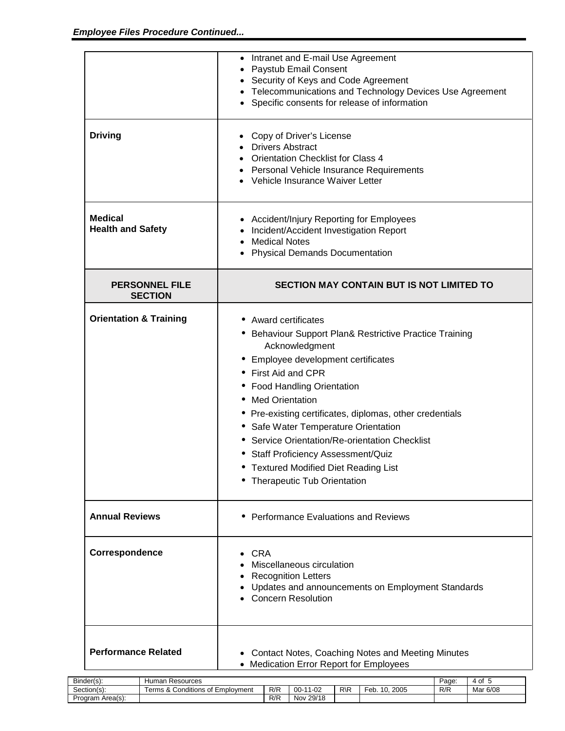| | |
|---|---|
| | • Intranet and E-mail Use Agreement<br>• Paystub Email Consent<br>• Security of Keys and Code Agreement<br>• Telecommunications and Technology Devices Use Agreement<br>• Specific consents for release of information |
| **Driving** | • Copy of Driver's License<br>• Drivers Abstract<br>• Orientation Checklist for Class 4<br>• Personal Vehicle Insurance Requirements<br>• Vehicle Insurance Waiver Letter |
| **Medical**<br>**Health and Safety** | • Accident/Injury Reporting for Employees<br>• Incident/Accident Investigation Report<br>• Medical Notes<br>• Physical Demands Documentation |

| PERSONNEL FILE SECTION | SECTION MAY CONTAIN BUT IS NOT LIMITED TO |
|---|---|
| **Orientation & Training** | • Award certificates<br>• Behaviour Support Plan& Restrictive Practice Training Acknowledgment<br>• Employee development certificates<br>• First Aid and CPR<br>• Food Handling Orientation<br>• Med Orientation<br>• Pre-existing certificates, diplomas, other credentials<br>• Safe Water Temperature Orientation<br>• Service Orientation/Re-orientation Checklist<br>• Staff Proficiency Assessment/Quiz<br>• Textured Modified Diet Reading List<br>• Therapeutic Tub Orientation |
| **Annual Reviews** | • Performance Evaluations and Reviews |
| **Correspondence** | • CRA<br>• Miscellaneous circulation<br>• Recognition Letters<br>• Updates and announcements on Employment Standards<br>• Concern Resolution |
| **Performance Related** | • Contact Notes, Coaching Notes and Meeting Minutes<br>• Medication Error Report for Employees |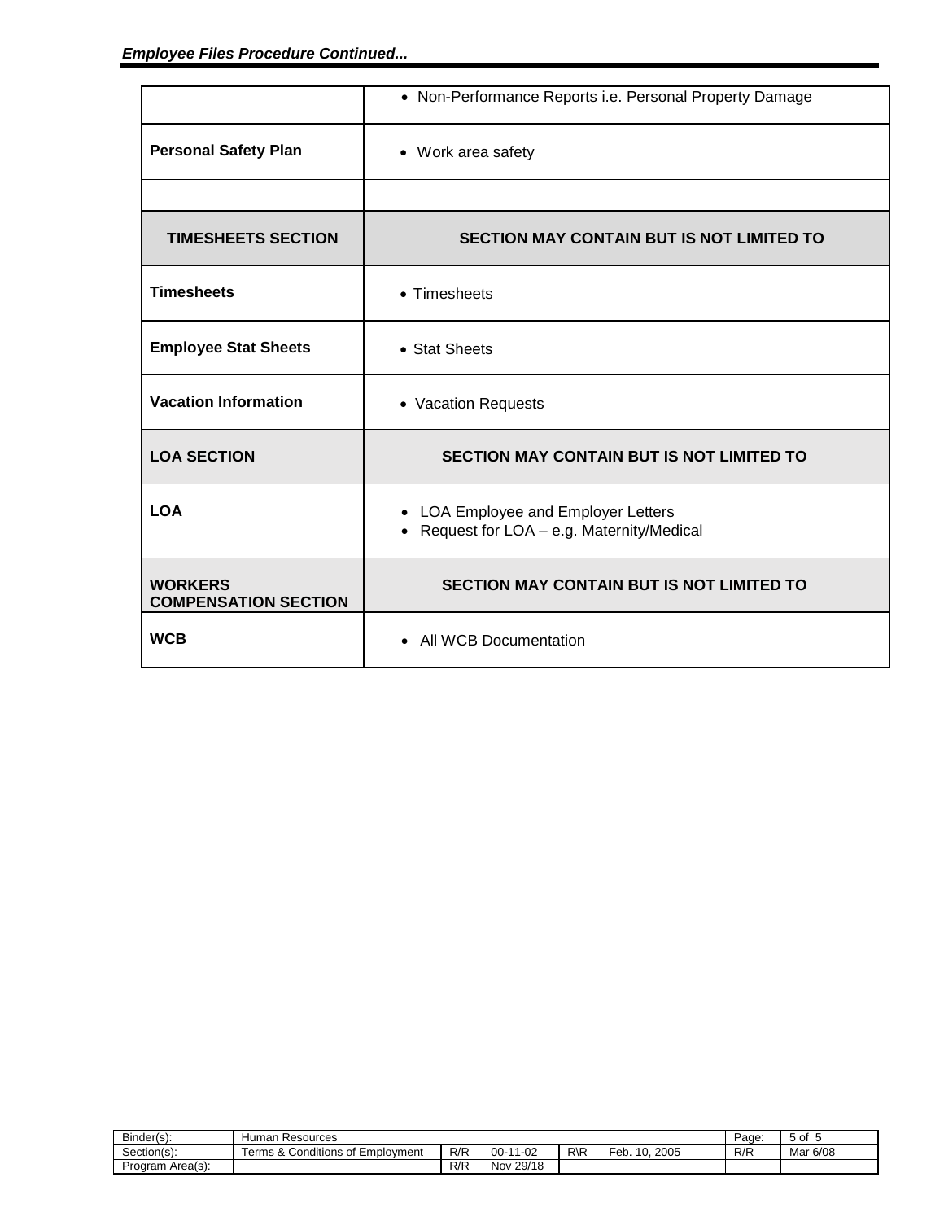| | |
|---|---|
| | • Non-Performance Reports i.e. Personal Property Damage |
| **Personal Safety Plan** | • Work area safety |
| | |
| **TIMESHEETS SECTION** | **SECTION MAY CONTAIN BUT IS NOT LIMITED TO** |
| **Timesheets** | • Timesheets |
| **Employee Stat Sheets** | • Stat Sheets |
| **Vacation Information** | • Vacation Requests |
| **LOA SECTION** | **SECTION MAY CONTAIN BUT IS NOT LIMITED TO** |
| **LOA** | • LOA Employee and Employer Letters<br>• Request for LOA – e.g. Maternity/Medical |
| **WORKERS COMPENSATION SECTION** | **SECTION MAY CONTAIN BUT IS NOT LIMITED TO** |
| **WCB** | • All WCB Documentation |

| | | | | | | | |
|---|---|---|---|---|---|---|---|
| Binder(s): | Human Resources | | | | | Page: | 5 of 5 |
| Section(s): | Terms & Conditions of Employment | R/R | 00-11-02 | R\R | Feb. 10, 2005 | R/R | Mar 6/08 |
| Program Area(s): | | R/R | Nov 29/18 | | | | |